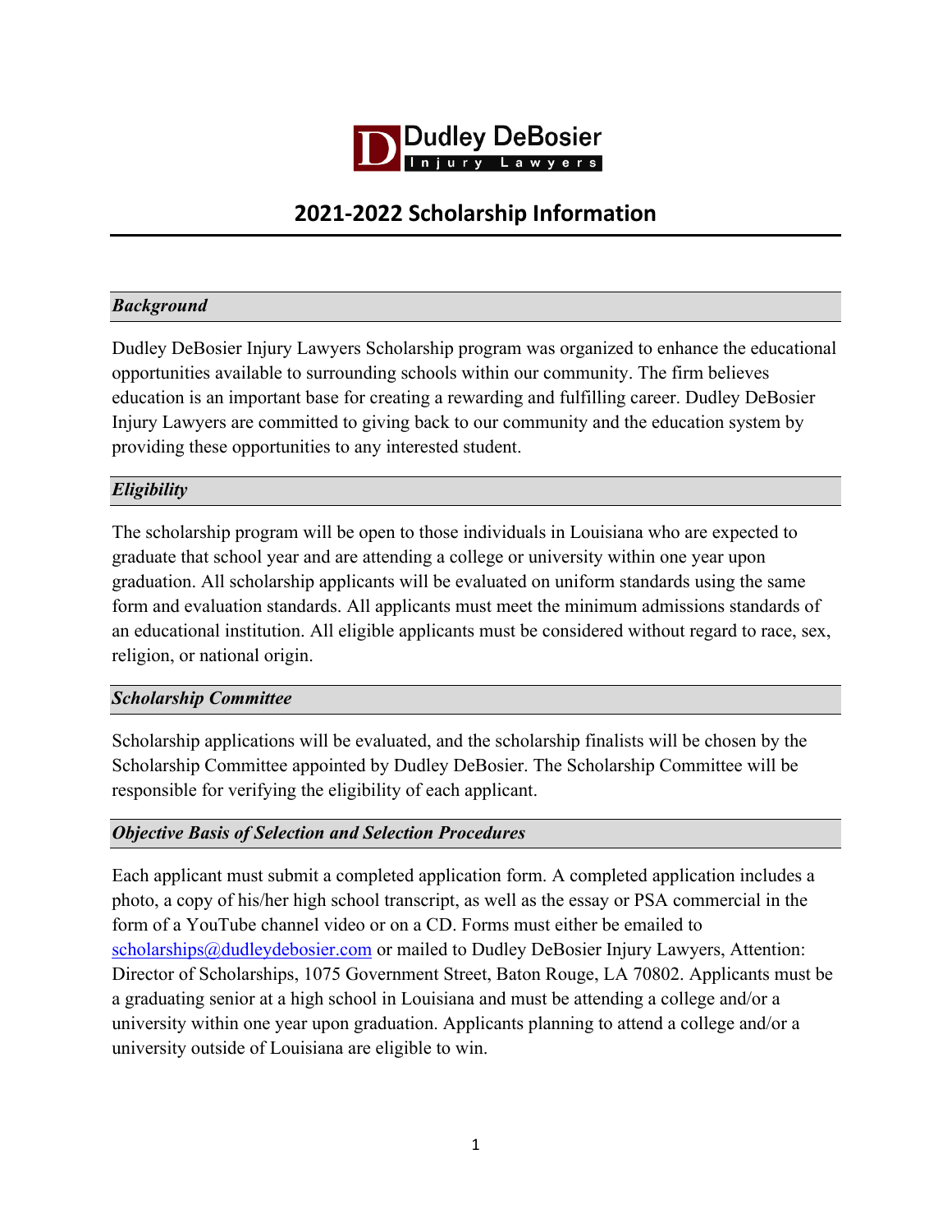Dudley DeBosier Injury Lawyers

# 2021-2022 Scholarship Information

### *Background*

Dudley DeBosier Injury Lawyers Scholarship program was organized to enhance the educational opportunities available to surrounding schools within our community. The firm believes education is an important base for creating a rewarding and fulfilling career. Dudley DeBosier Injury Lawyers are committed to giving back to our community and the education system by providing these opportunities to any interested student.

### *Eligibility*

The scholarship program will be open to those individuals in Louisiana who are expected to graduate that school year and are attending a college or university within one year upon graduation. All scholarship applicants will be evaluated on uniform standards using the same form and evaluation standards. All applicants must meet the minimum admissions standards of an educational institution. All eligible applicants must be considered without regard to race, sex, religion, or national origin.

### *Scholarship Committee*

Scholarship applications will be evaluated, and the scholarship finalists will be chosen by the Scholarship Committee appointed by Dudley DeBosier. The Scholarship Committee will be responsible for verifying the eligibility of each applicant.

### *Objective Basis of Selection and Selection Procedures*

Each applicant must submit a completed application form. A completed application includes a photo, a copy of his/her high school transcript, as well as the essay or PSA commercial in the form of a YouTube channel video or on a CD. Forms must either be emailed to scholarships@dudleydebosier.com or mailed to Dudley DeBosier Injury Lawyers, Attention: Director of Scholarships, 1075 Government Street, Baton Rouge, LA 70802. Applicants must be a graduating senior at a high school in Louisiana and must be attending a college and/or a university within one year upon graduation. Applicants planning to attend a college and/or a university outside of Louisiana are eligible to win.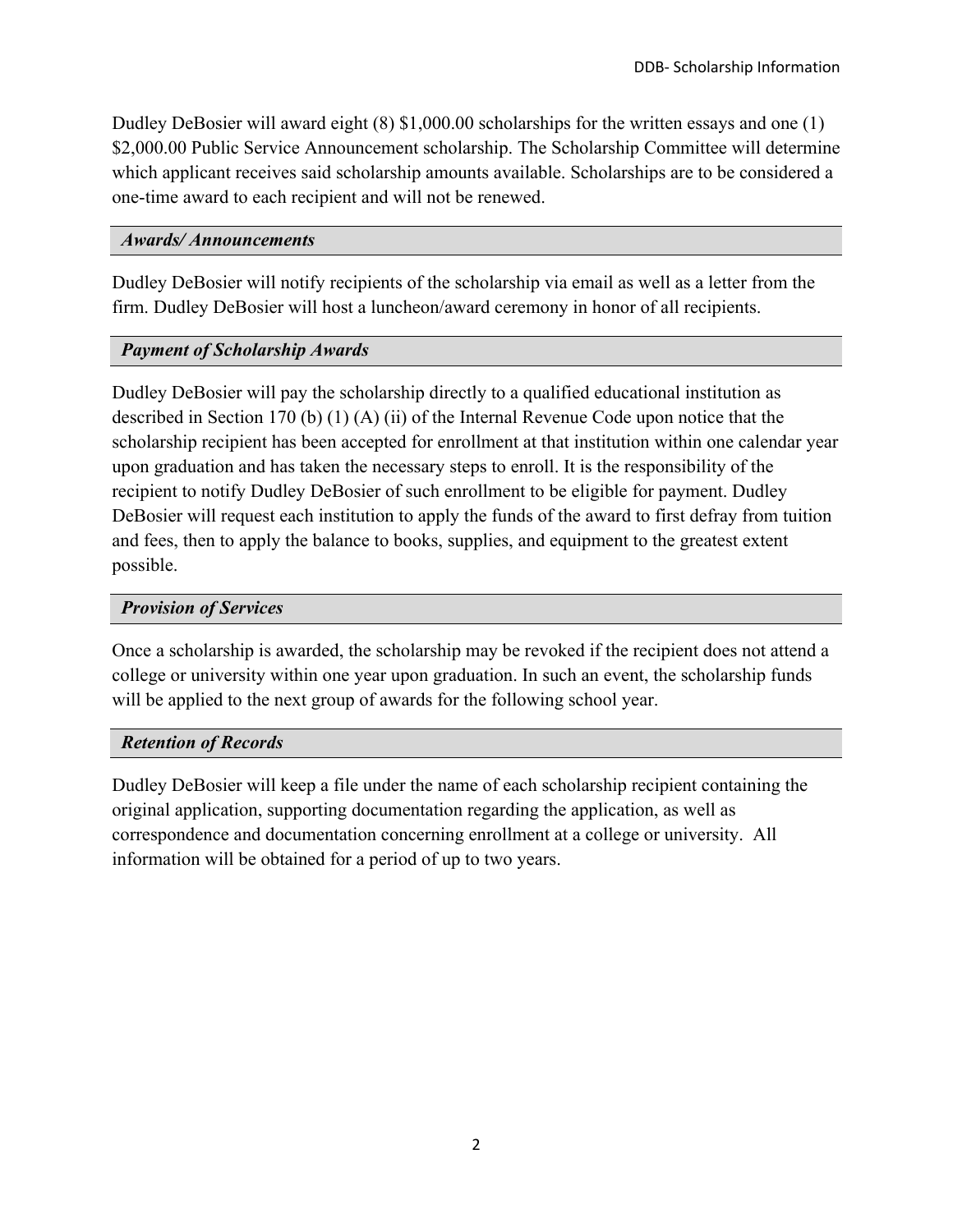Dudley DeBosier will award eight (8) $1,000.00 scholarships for the written essays and one (1) $2,000.00 Public Service Announcement scholarship. The Scholarship Committee will determine which applicant receives said scholarship amounts available. Scholarships are to be considered a one-time award to each recipient and will not be renewed.

### *Awards/ Announcements*

Dudley DeBosier will notify recipients of the scholarship via email as well as a letter from the firm. Dudley DeBosier will host a luncheon/award ceremony in honor of all recipients.

### *Payment of Scholarship Awards*

Dudley DeBosier will pay the scholarship directly to a qualified educational institution as described in Section 170 (b) (1) (A) (ii) of the Internal Revenue Code upon notice that the scholarship recipient has been accepted for enrollment at that institution within one calendar year upon graduation and has taken the necessary steps to enroll. It is the responsibility of the recipient to notify Dudley DeBosier of such enrollment to be eligible for payment. Dudley DeBosier will request each institution to apply the funds of the award to first defray from tuition and fees, then to apply the balance to books, supplies, and equipment to the greatest extent possible.

### *Provision of Services*

Once a scholarship is awarded, the scholarship may be revoked if the recipient does not attend a college or university within one year upon graduation. In such an event, the scholarship funds will be applied to the next group of awards for the following school year.

### *Retention of Records*

Dudley DeBosier will keep a file under the name of each scholarship recipient containing the original application, supporting documentation regarding the application, as well as correspondence and documentation concerning enrollment at a college or university. All information will be obtained for a period of up to two years.